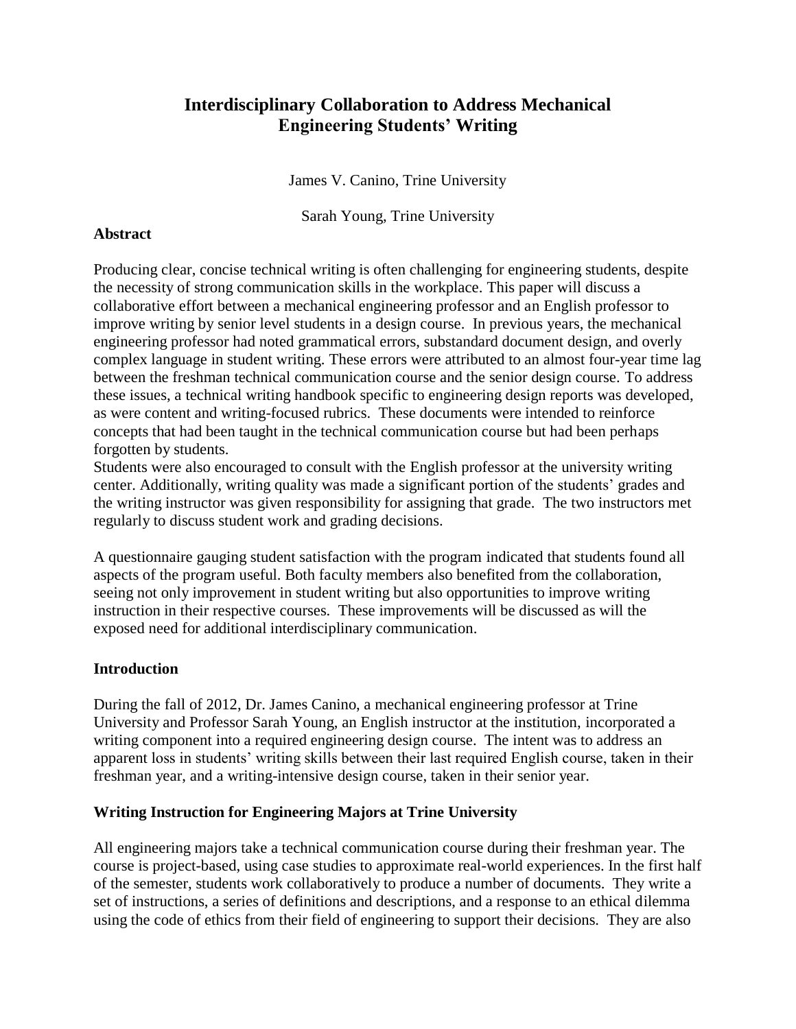# Interdisciplinary Collaboration to Address Mechanical Engineering Students' Writing

James V. Canino, Trine University

Sarah Young, Trine University

## Abstract

Producing clear, concise technical writing is often challenging for engineering students, despite the necessity of strong communication skills in the workplace. This paper will discuss a collaborative effort between a mechanical engineering professor and an English professor to improve writing by senior level students in a design course. In previous years, the mechanical engineering professor had noted grammatical errors, substandard document design, and overly complex language in student writing. These errors were attributed to an almost four-year time lag between the freshman technical communication course and the senior design course. To address these issues, a technical writing handbook specific to engineering design reports was developed, as were content and writing-focused rubrics. These documents were intended to reinforce concepts that had been taught in the technical communication course but had been perhaps forgotten by students.

Students were also encouraged to consult with the English professor at the university writing center. Additionally, writing quality was made a significant portion of the students' grades and the writing instructor was given responsibility for assigning that grade. The two instructors met regularly to discuss student work and grading decisions.

A questionnaire gauging student satisfaction with the program indicated that students found all aspects of the program useful. Both faculty members also benefited from the collaboration, seeing not only improvement in student writing but also opportunities to improve writing instruction in their respective courses. These improvements will be discussed as will the exposed need for additional interdisciplinary communication.

## Introduction

During the fall of 2012, Dr. James Canino, a mechanical engineering professor at Trine University and Professor Sarah Young, an English instructor at the institution, incorporated a writing component into a required engineering design course. The intent was to address an apparent loss in students' writing skills between their last required English course, taken in their freshman year, and a writing-intensive design course, taken in their senior year.

## Writing Instruction for Engineering Majors at Trine University

All engineering majors take a technical communication course during their freshman year. The course is project-based, using case studies to approximate real-world experiences. In the first half of the semester, students work collaboratively to produce a number of documents. They write a set of instructions, a series of definitions and descriptions, and a response to an ethical dilemma using the code of ethics from their field of engineering to support their decisions. They are also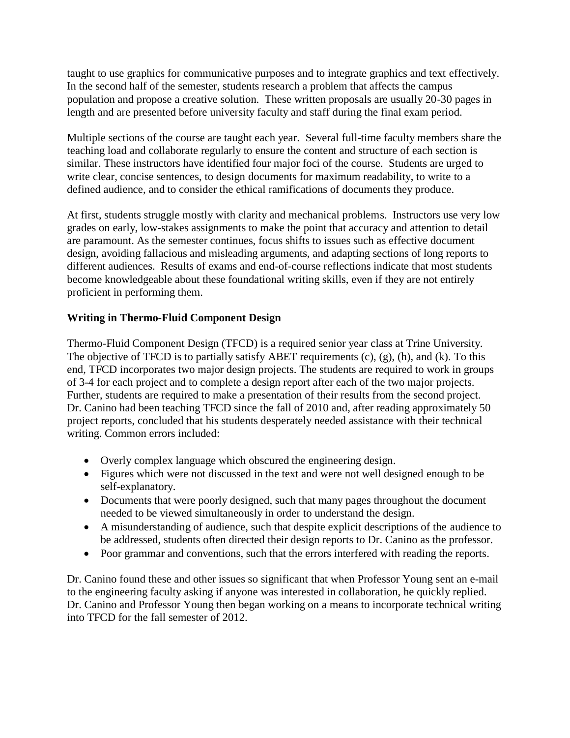taught to use graphics for communicative purposes and to integrate graphics and text effectively. In the second half of the semester, students research a problem that affects the campus population and propose a creative solution. These written proposals are usually 20-30 pages in length and are presented before university faculty and staff during the final exam period.

Multiple sections of the course are taught each year. Several full-time faculty members share the teaching load and collaborate regularly to ensure the content and structure of each section is similar. These instructors have identified four major foci of the course. Students are urged to write clear, concise sentences, to design documents for maximum readability, to write to a defined audience, and to consider the ethical ramifications of documents they produce.

At first, students struggle mostly with clarity and mechanical problems. Instructors use very low grades on early, low-stakes assignments to make the point that accuracy and attention to detail are paramount. As the semester continues, focus shifts to issues such as effective document design, avoiding fallacious and misleading arguments, and adapting sections of long reports to different audiences. Results of exams and end-of-course reflections indicate that most students become knowledgeable about these foundational writing skills, even if they are not entirely proficient in performing them.

**Writing in Thermo-Fluid Component Design**

Thermo-Fluid Component Design (TFCD) is a required senior year class at Trine University. The objective of TFCD is to partially satisfy ABET requirements (c), (g), (h), and (k). To this end, TFCD incorporates two major design projects. The students are required to work in groups of 3-4 for each project and to complete a design report after each of the two major projects. Further, students are required to make a presentation of their results from the second project. Dr. Canino had been teaching TFCD since the fall of 2010 and, after reading approximately 50 project reports, concluded that his students desperately needed assistance with their technical writing. Common errors included:

- Overly complex language which obscured the engineering design.
- Figures which were not discussed in the text and were not well designed enough to be self-explanatory.
- Documents that were poorly designed, such that many pages throughout the document needed to be viewed simultaneously in order to understand the design.
- A misunderstanding of audience, such that despite explicit descriptions of the audience to be addressed, students often directed their design reports to Dr. Canino as the professor.
- Poor grammar and conventions, such that the errors interfered with reading the reports.

Dr. Canino found these and other issues so significant that when Professor Young sent an e-mail to the engineering faculty asking if anyone was interested in collaboration, he quickly replied. Dr. Canino and Professor Young then began working on a means to incorporate technical writing into TFCD for the fall semester of 2012.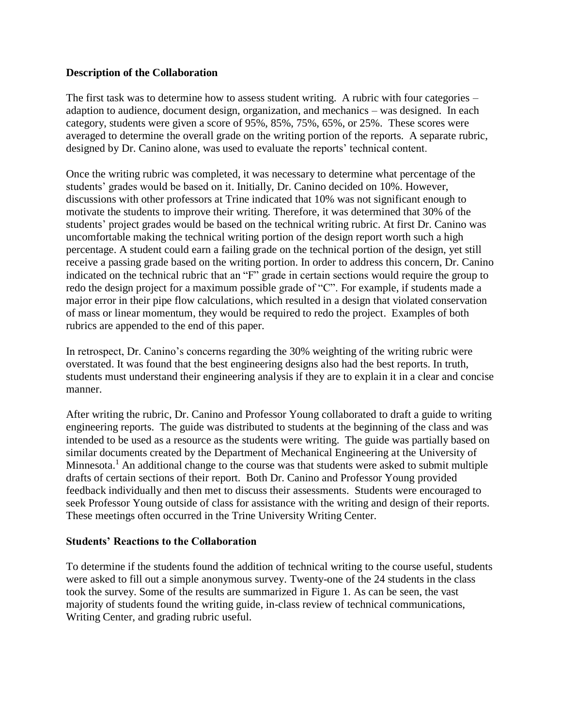**Description of the Collaboration**

The first task was to determine how to assess student writing. A rubric with four categories – adaption to audience, document design, organization, and mechanics – was designed. In each category, students were given a score of 95%, 85%, 75%, 65%, or 25%. These scores were averaged to determine the overall grade on the writing portion of the reports. A separate rubric, designed by Dr. Canino alone, was used to evaluate the reports' technical content.

Once the writing rubric was completed, it was necessary to determine what percentage of the students' grades would be based on it. Initially, Dr. Canino decided on 10%. However, discussions with other professors at Trine indicated that 10% was not significant enough to motivate the students to improve their writing. Therefore, it was determined that 30% of the students' project grades would be based on the technical writing rubric. At first Dr. Canino was uncomfortable making the technical writing portion of the design report worth such a high percentage. A student could earn a failing grade on the technical portion of the design, yet still receive a passing grade based on the writing portion. In order to address this concern, Dr. Canino indicated on the technical rubric that an "F" grade in certain sections would require the group to redo the design project for a maximum possible grade of "C". For example, if students made a major error in their pipe flow calculations, which resulted in a design that violated conservation of mass or linear momentum, they would be required to redo the project. Examples of both rubrics are appended to the end of this paper.

In retrospect, Dr. Canino's concerns regarding the 30% weighting of the writing rubric were overstated. It was found that the best engineering designs also had the best reports. In truth, students must understand their engineering analysis if they are to explain it in a clear and concise manner.

After writing the rubric, Dr. Canino and Professor Young collaborated to draft a guide to writing engineering reports. The guide was distributed to students at the beginning of the class and was intended to be used as a resource as the students were writing. The guide was partially based on similar documents created by the Department of Mechanical Engineering at the University of Minnesota.[1] An additional change to the course was that students were asked to submit multiple drafts of certain sections of their report. Both Dr. Canino and Professor Young provided feedback individually and then met to discuss their assessments. Students were encouraged to seek Professor Young outside of class for assistance with the writing and design of their reports. These meetings often occurred in the Trine University Writing Center.

**Students' Reactions to the Collaboration**

To determine if the students found the addition of technical writing to the course useful, students were asked to fill out a simple anonymous survey. Twenty-one of the 24 students in the class took the survey. Some of the results are summarized in Figure 1. As can be seen, the vast majority of students found the writing guide, in-class review of technical communications, Writing Center, and grading rubric useful.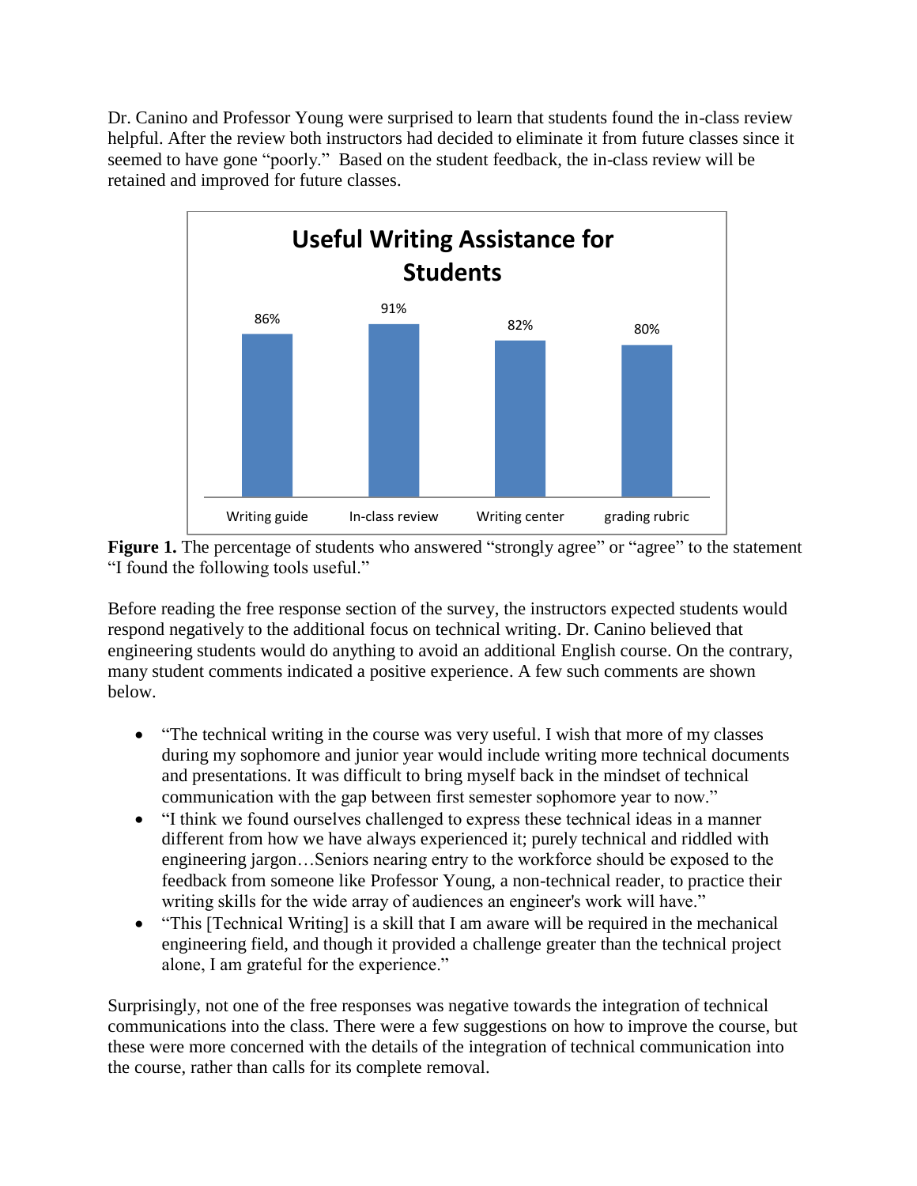Dr. Canino and Professor Young were surprised to learn that students found the in-class review helpful. After the review both instructors had decided to eliminate it from future classes since it seemed to have gone "poorly." Based on the student feedback, the in-class review will be retained and improved for future classes.

**Useful Writing Assistance for Students**

| Writing guide | In-class review | Writing center | grading rubric |
| --- | --- | --- | --- |
| 86% | 91% | 82% | 80% |

**Figure 1.** The percentage of students who answered "strongly agree" or "agree" to the statement "I found the following tools useful."

Before reading the free response section of the survey, the instructors expected students would respond negatively to the additional focus on technical writing. Dr. Canino believed that engineering students would do anything to avoid an additional English course. On the contrary, many student comments indicated a positive experience. A few such comments are shown below.

- "The technical writing in the course was very useful. I wish that more of my classes during my sophomore and junior year would include writing more technical documents and presentations. It was difficult to bring myself back in the mindset of technical communication with the gap between first semester sophomore year to now."
- "I think we found ourselves challenged to express these technical ideas in a manner different from how we have always experienced it; purely technical and riddled with engineering jargon…Seniors nearing entry to the workforce should be exposed to the feedback from someone like Professor Young, a non-technical reader, to practice their writing skills for the wide array of audiences an engineer's work will have."
- "This [Technical Writing] is a skill that I am aware will be required in the mechanical engineering field, and though it provided a challenge greater than the technical project alone, I am grateful for the experience."

Surprisingly, not one of the free responses was negative towards the integration of technical communications into the class. There were a few suggestions on how to improve the course, but these were more concerned with the details of the integration of technical communication into the course, rather than calls for its complete removal.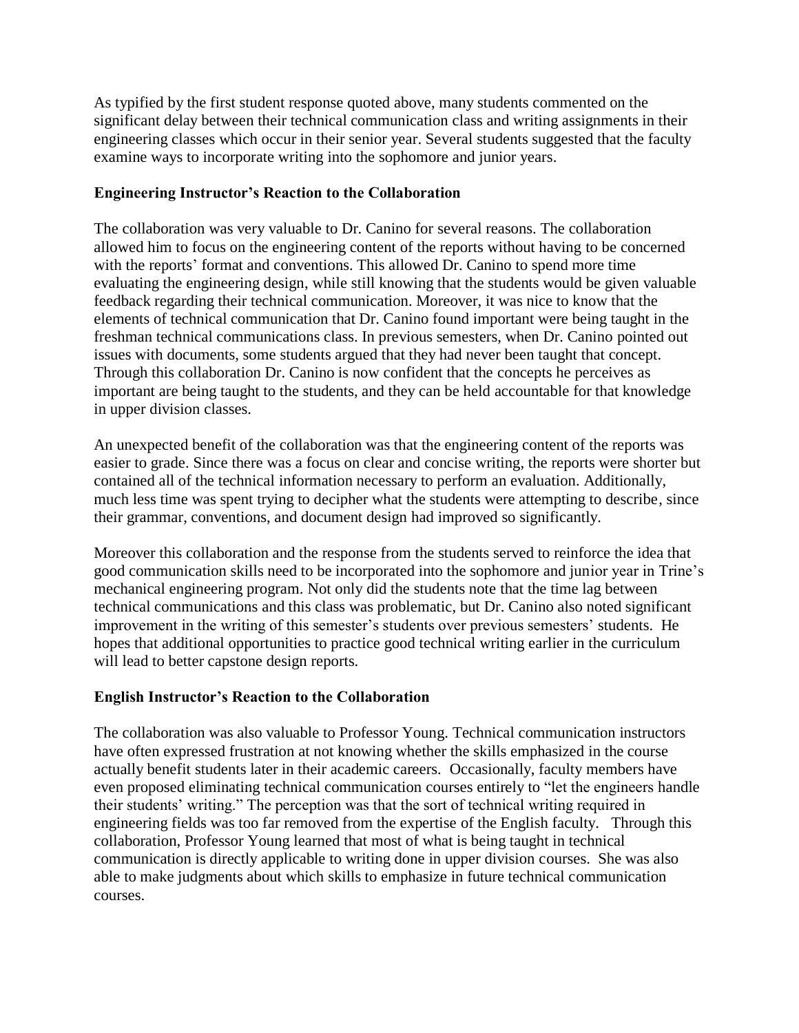As typified by the first student response quoted above, many students commented on the significant delay between their technical communication class and writing assignments in their engineering classes which occur in their senior year. Several students suggested that the faculty examine ways to incorporate writing into the sophomore and junior years.

### Engineering Instructor's Reaction to the Collaboration

The collaboration was very valuable to Dr. Canino for several reasons. The collaboration allowed him to focus on the engineering content of the reports without having to be concerned with the reports' format and conventions. This allowed Dr. Canino to spend more time evaluating the engineering design, while still knowing that the students would be given valuable feedback regarding their technical communication. Moreover, it was nice to know that the elements of technical communication that Dr. Canino found important were being taught in the freshman technical communications class. In previous semesters, when Dr. Canino pointed out issues with documents, some students argued that they had never been taught that concept. Through this collaboration Dr. Canino is now confident that the concepts he perceives as important are being taught to the students, and they can be held accountable for that knowledge in upper division classes.

An unexpected benefit of the collaboration was that the engineering content of the reports was easier to grade. Since there was a focus on clear and concise writing, the reports were shorter but contained all of the technical information necessary to perform an evaluation. Additionally, much less time was spent trying to decipher what the students were attempting to describe, since their grammar, conventions, and document design had improved so significantly.

Moreover this collaboration and the response from the students served to reinforce the idea that good communication skills need to be incorporated into the sophomore and junior year in Trine's mechanical engineering program. Not only did the students note that the time lag between technical communications and this class was problematic, but Dr. Canino also noted significant improvement in the writing of this semester's students over previous semesters' students. He hopes that additional opportunities to practice good technical writing earlier in the curriculum will lead to better capstone design reports.

### English Instructor's Reaction to the Collaboration

The collaboration was also valuable to Professor Young. Technical communication instructors have often expressed frustration at not knowing whether the skills emphasized in the course actually benefit students later in their academic careers. Occasionally, faculty members have even proposed eliminating technical communication courses entirely to "let the engineers handle their students' writing." The perception was that the sort of technical writing required in engineering fields was too far removed from the expertise of the English faculty. Through this collaboration, Professor Young learned that most of what is being taught in technical communication is directly applicable to writing done in upper division courses. She was also able to make judgments about which skills to emphasize in future technical communication courses.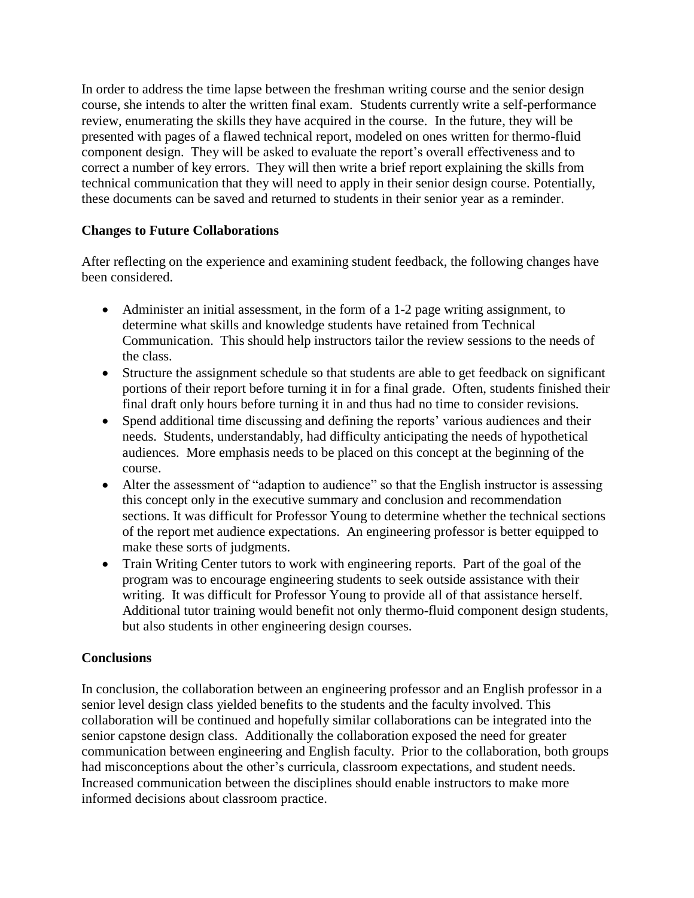In order to address the time lapse between the freshman writing course and the senior design course, she intends to alter the written final exam. Students currently write a self-performance review, enumerating the skills they have acquired in the course. In the future, they will be presented with pages of a flawed technical report, modeled on ones written for thermo-fluid component design. They will be asked to evaluate the report's overall effectiveness and to correct a number of key errors. They will then write a brief report explaining the skills from technical communication that they will need to apply in their senior design course. Potentially, these documents can be saved and returned to students in their senior year as a reminder.

**Changes to Future Collaborations**

After reflecting on the experience and examining student feedback, the following changes have been considered.

- Administer an initial assessment, in the form of a 1-2 page writing assignment, to determine what skills and knowledge students have retained from Technical Communication. This should help instructors tailor the review sessions to the needs of the class.
- Structure the assignment schedule so that students are able to get feedback on significant portions of their report before turning it in for a final grade. Often, students finished their final draft only hours before turning it in and thus had no time to consider revisions.
- Spend additional time discussing and defining the reports' various audiences and their needs. Students, understandably, had difficulty anticipating the needs of hypothetical audiences. More emphasis needs to be placed on this concept at the beginning of the course.
- Alter the assessment of "adaption to audience" so that the English instructor is assessing this concept only in the executive summary and conclusion and recommendation sections. It was difficult for Professor Young to determine whether the technical sections of the report met audience expectations. An engineering professor is better equipped to make these sorts of judgments.
- Train Writing Center tutors to work with engineering reports. Part of the goal of the program was to encourage engineering students to seek outside assistance with their writing. It was difficult for Professor Young to provide all of that assistance herself. Additional tutor training would benefit not only thermo-fluid component design students, but also students in other engineering design courses.

**Conclusions**

In conclusion, the collaboration between an engineering professor and an English professor in a senior level design class yielded benefits to the students and the faculty involved. This collaboration will be continued and hopefully similar collaborations can be integrated into the senior capstone design class. Additionally the collaboration exposed the need for greater communication between engineering and English faculty. Prior to the collaboration, both groups had misconceptions about the other's curricula, classroom expectations, and student needs. Increased communication between the disciplines should enable instructors to make more informed decisions about classroom practice.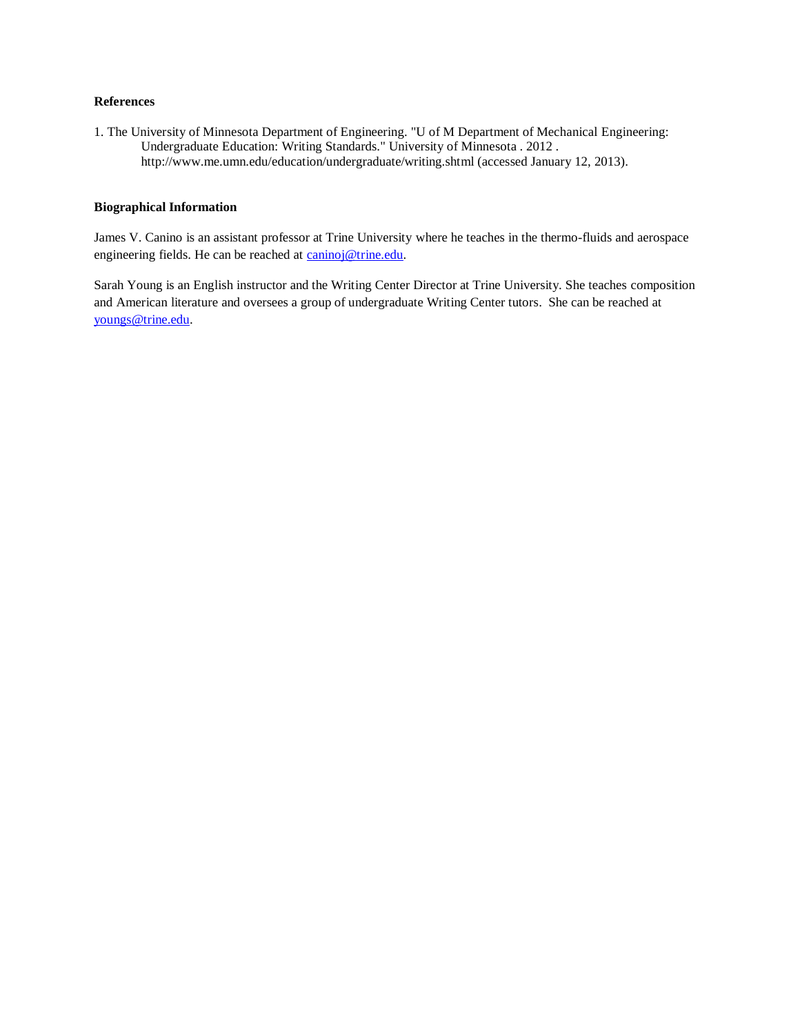**References**

1. The University of Minnesota Department of Engineering. "U of M Department of Mechanical Engineering: Undergraduate Education: Writing Standards." University of Minnesota . 2012 . http://www.me.umn.edu/education/undergraduate/writing.shtml (accessed January 12, 2013).

**Biographical Information**

James V. Canino is an assistant professor at Trine University where he teaches in the thermo-fluids and aerospace engineering fields. He can be reached at caninoj@trine.edu.

Sarah Young is an English instructor and the Writing Center Director at Trine University. She teaches composition and American literature and oversees a group of undergraduate Writing Center tutors. She can be reached at youngs@trine.edu.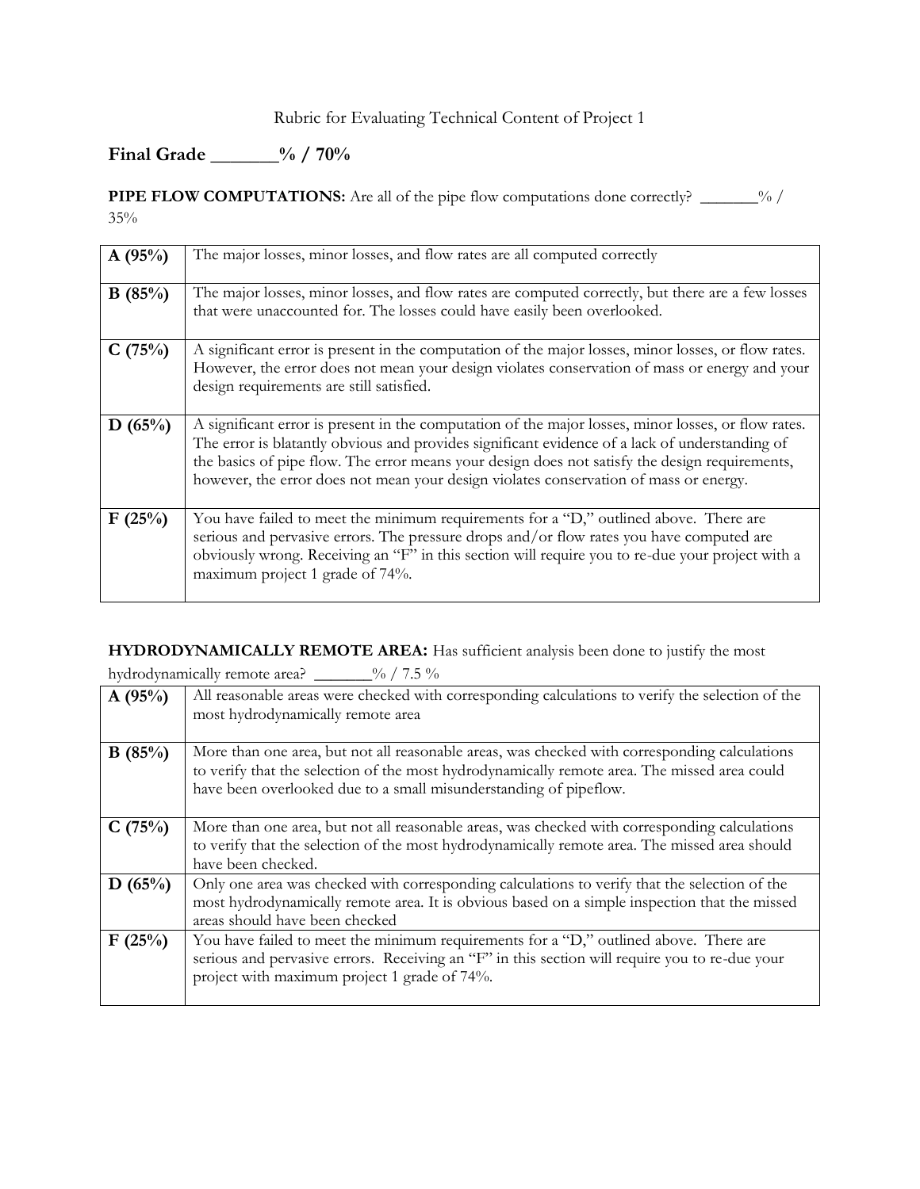Rubric for Evaluating Technical Content of Project 1

**Final Grade _______% / 70%**

**PIPE FLOW COMPUTATIONS:** Are all of the pipe flow computations done correctly? _______% / 35%

| | |
|---|---|
| **A (95%)** | The major losses, minor losses, and flow rates are all computed correctly |
| **B (85%)** | The major losses, minor losses, and flow rates are computed correctly, but there are a few losses that were unaccounted for. The losses could have easily been overlooked. |
| **C (75%)** | A significant error is present in the computation of the major losses, minor losses, or flow rates. However, the error does not mean your design violates conservation of mass or energy and your design requirements are still satisfied. |
| **D (65%)** | A significant error is present in the computation of the major losses, minor losses, or flow rates. The error is blatantly obvious and provides significant evidence of a lack of understanding of the basics of pipe flow. The error means your design does not satisfy the design requirements, however, the error does not mean your design violates conservation of mass or energy. |
| **F (25%)** | You have failed to meet the minimum requirements for a "D," outlined above. There are serious and pervasive errors. The pressure drops and/or flow rates you have computed are obviously wrong. Receiving an "F" in this section will require you to re-due your project with a maximum project 1 grade of 74%. |

**HYDRODYNAMICALLY REMOTE AREA:** Has sufficient analysis been done to justify the most hydrodynamically remote area? _______% / 7.5 %

| | |
|---|---|
| **A (95%)** | All reasonable areas were checked with corresponding calculations to verify the selection of the most hydrodynamically remote area |
| **B (85%)** | More than one area, but not all reasonable areas, was checked with corresponding calculations to verify that the selection of the most hydrodynamically remote area. The missed area could have been overlooked due to a small misunderstanding of pipeflow. |
| **C (75%)** | More than one area, but not all reasonable areas, was checked with corresponding calculations to verify that the selection of the most hydrodynamically remote area. The missed area should have been checked. |
| **D (65%)** | Only one area was checked with corresponding calculations to verify that the selection of the most hydrodynamically remote area. It is obvious based on a simple inspection that the missed areas should have been checked |
| **F (25%)** | You have failed to meet the minimum requirements for a "D," outlined above. There are serious and pervasive errors. Receiving an "F" in this section will require you to re-due your project with maximum project 1 grade of 74%. |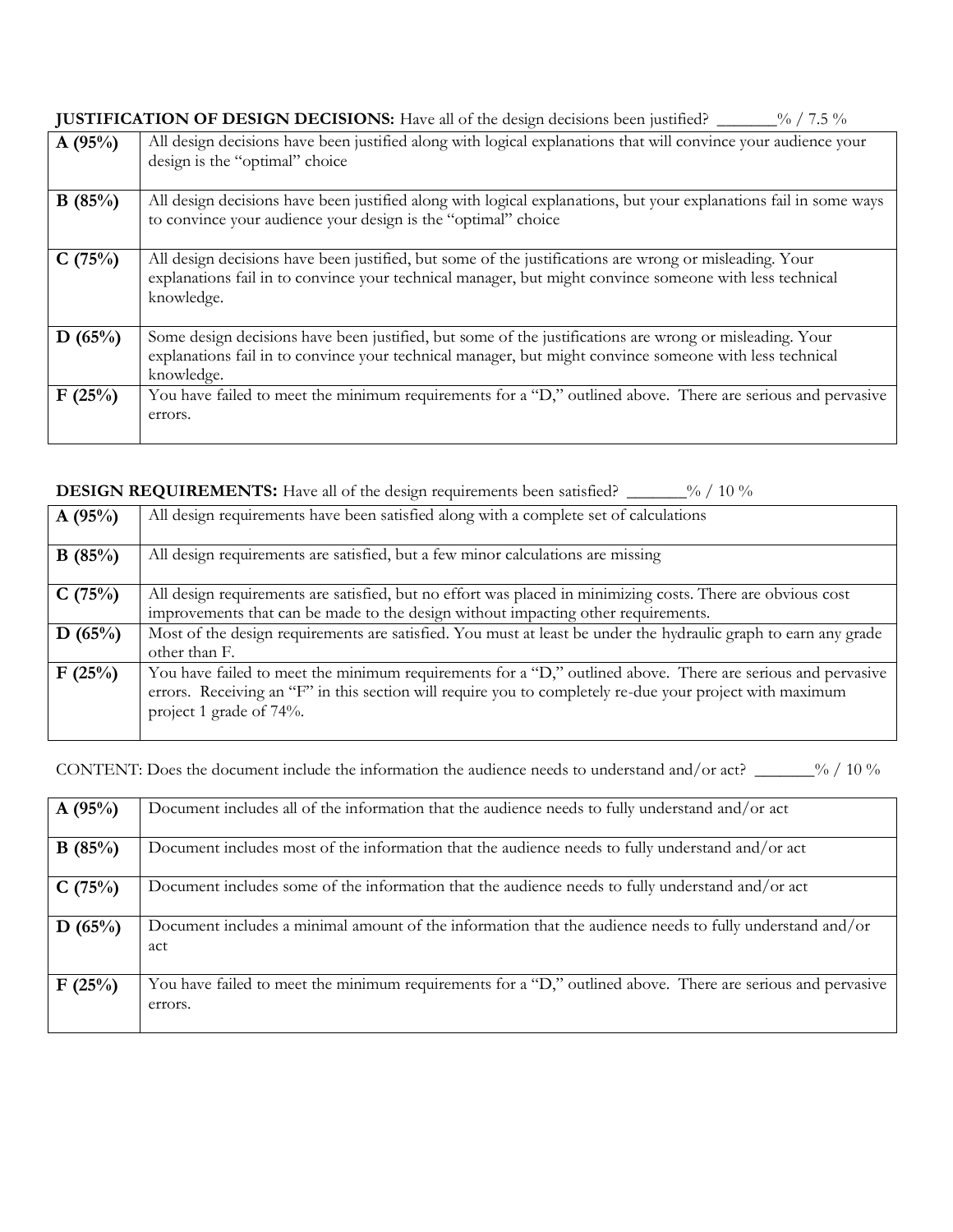**JUSTIFICATION OF DESIGN DECISIONS:** Have all of the design decisions been justified? _______% / 7.5 %

| | |
|---|---|
| **A (95%)** | All design decisions have been justified along with logical explanations that will convince your audience your design is the "optimal" choice |
| **B (85%)** | All design decisions have been justified along with logical explanations, but your explanations fail in some ways to convince your audience your design is the "optimal" choice |
| **C (75%)** | All design decisions have been justified, but some of the justifications are wrong or misleading. Your explanations fail in to convince your technical manager, but might convince someone with less technical knowledge. |
| **D (65%)** | Some design decisions have been justified, but some of the justifications are wrong or misleading. Your explanations fail in to convince your technical manager, but might convince someone with less technical knowledge. |
| **F (25%)** | You have failed to meet the minimum requirements for a "D," outlined above. There are serious and pervasive errors. |

**DESIGN REQUIREMENTS:** Have all of the design requirements been satisfied? _______% / 10 %

| | |
|---|---|
| **A (95%)** | All design requirements have been satisfied along with a complete set of calculations |
| **B (85%)** | All design requirements are satisfied, but a few minor calculations are missing |
| **C (75%)** | All design requirements are satisfied, but no effort was placed in minimizing costs. There are obvious cost improvements that can be made to the design without impacting other requirements. |
| **D (65%)** | Most of the design requirements are satisfied. You must at least be under the hydraulic graph to earn any grade other than F. |
| **F (25%)** | You have failed to meet the minimum requirements for a "D," outlined above. There are serious and pervasive errors. Receiving an "F" in this section will require you to completely re-due your project with maximum project 1 grade of 74%. |

CONTENT: Does the document include the information the audience needs to understand and/or act? _______% / 10 %

| | |
|---|---|
| **A (95%)** | Document includes all of the information that the audience needs to fully understand and/or act |
| **B (85%)** | Document includes most of the information that the audience needs to fully understand and/or act |
| **C (75%)** | Document includes some of the information that the audience needs to fully understand and/or act |
| **D (65%)** | Document includes a minimal amount of the information that the audience needs to fully understand and/or act |
| **F (25%)** | You have failed to meet the minimum requirements for a "D," outlined above. There are serious and pervasive errors. |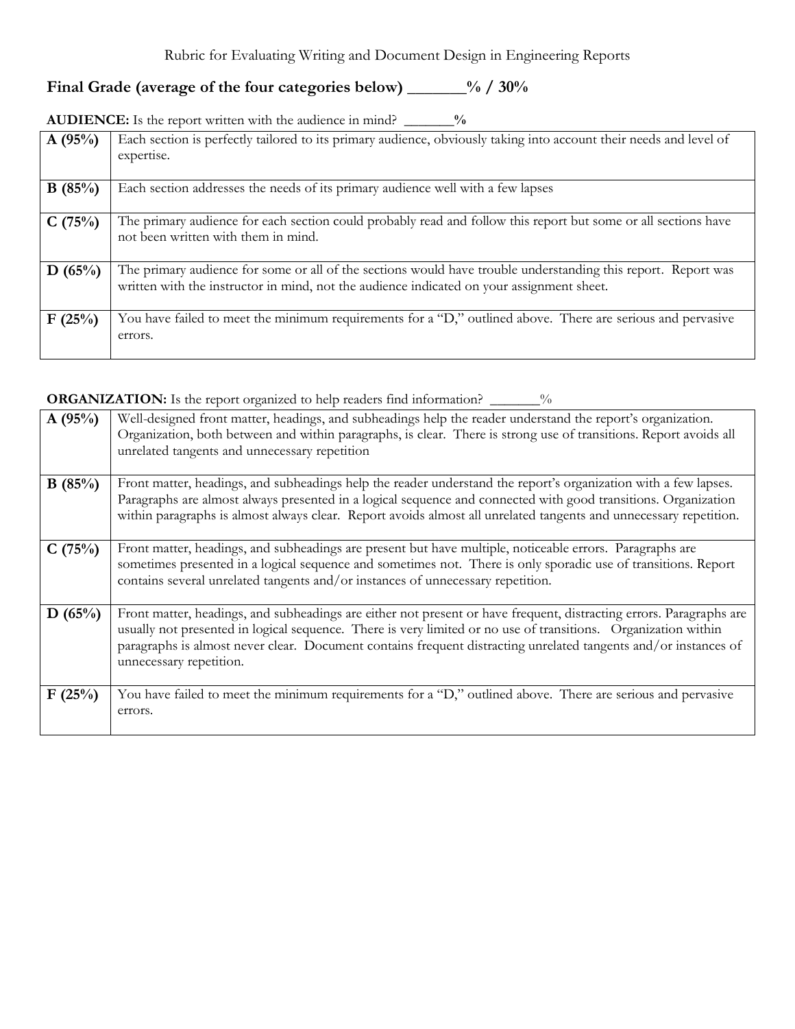Rubric for Evaluating Writing and Document Design in Engineering Reports

## Final Grade (average of the four categories below) _______% / 30%

**AUDIENCE:** Is the report written with the audience in mind? _______%

| | |
|---|---|
| **A (95%)** | Each section is perfectly tailored to its primary audience, obviously taking into account their needs and level of expertise. |
| **B (85%)** | Each section addresses the needs of its primary audience well with a few lapses |
| **C (75%)** | The primary audience for each section could probably read and follow this report but some or all sections have not been written with them in mind. |
| **D (65%)** | The primary audience for some or all of the sections would have trouble understanding this report. Report was written with the instructor in mind, not the audience indicated on your assignment sheet. |
| **F (25%)** | You have failed to meet the minimum requirements for a "D," outlined above. There are serious and pervasive errors. |

**ORGANIZATION:** Is the report organized to help readers find information? _______%

| | |
|---|---|
| **A (95%)** | Well-designed front matter, headings, and subheadings help the reader understand the report's organization. Organization, both between and within paragraphs, is clear. There is strong use of transitions. Report avoids all unrelated tangents and unnecessary repetition |
| **B (85%)** | Front matter, headings, and subheadings help the reader understand the report's organization with a few lapses. Paragraphs are almost always presented in a logical sequence and connected with good transitions. Organization within paragraphs is almost always clear. Report avoids almost all unrelated tangents and unnecessary repetition. |
| **C (75%)** | Front matter, headings, and subheadings are present but have multiple, noticeable errors. Paragraphs are sometimes presented in a logical sequence and sometimes not. There is only sporadic use of transitions. Report contains several unrelated tangents and/or instances of unnecessary repetition. |
| **D (65%)** | Front matter, headings, and subheadings are either not present or have frequent, distracting errors. Paragraphs are usually not presented in logical sequence. There is very limited or no use of transitions. Organization within paragraphs is almost never clear. Document contains frequent distracting unrelated tangents and/or instances of unnecessary repetition. |
| **F (25%)** | You have failed to meet the minimum requirements for a "D," outlined above. There are serious and pervasive errors. |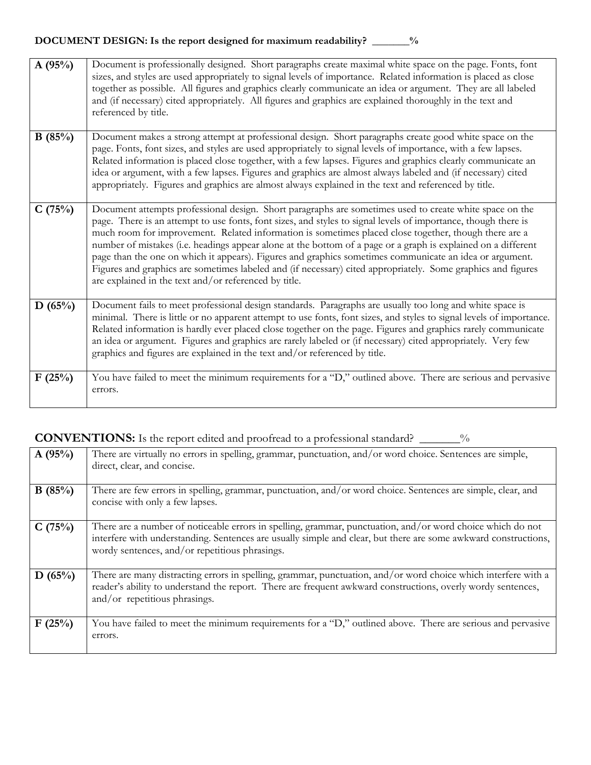**DOCUMENT DESIGN: Is the report designed for maximum readability? _______%**

| | |
|---|---|
| **A (95%)** | Document is professionally designed. Short paragraphs create maximal white space on the page. Fonts, font sizes, and styles are used appropriately to signal levels of importance. Related information is placed as close together as possible. All figures and graphics clearly communicate an idea or argument. They are all labeled and (if necessary) cited appropriately. All figures and graphics are explained thoroughly in the text and referenced by title. |
| **B (85%)** | Document makes a strong attempt at professional design. Short paragraphs create good white space on the page. Fonts, font sizes, and styles are used appropriately to signal levels of importance, with a few lapses. Related information is placed close together, with a few lapses. Figures and graphics clearly communicate an idea or argument, with a few lapses. Figures and graphics are almost always labeled and (if necessary) cited appropriately. Figures and graphics are almost always explained in the text and referenced by title. |
| **C (75%)** | Document attempts professional design. Short paragraphs are sometimes used to create white space on the page. There is an attempt to use fonts, font sizes, and styles to signal levels of importance, though there is much room for improvement. Related information is sometimes placed close together, though there are a number of mistakes (i.e. headings appear alone at the bottom of a page or a graph is explained on a different page than the one on which it appears). Figures and graphics sometimes communicate an idea or argument. Figures and graphics are sometimes labeled and (if necessary) cited appropriately. Some graphics and figures are explained in the text and/or referenced by title. |
| **D (65%)** | Document fails to meet professional design standards. Paragraphs are usually too long and white space is minimal. There is little or no apparent attempt to use fonts, font sizes, and styles to signal levels of importance. Related information is hardly ever placed close together on the page. Figures and graphics rarely communicate an idea or argument. Figures and graphics are rarely labeled or (if necessary) cited appropriately. Very few graphics and figures are explained in the text and/or referenced by title. |
| **F (25%)** | You have failed to meet the minimum requirements for a "D," outlined above. There are serious and pervasive errors. |

**CONVENTIONS:** Is the report edited and proofread to a professional standard? _______%

| | |
|---|---|
| **A (95%)** | There are virtually no errors in spelling, grammar, punctuation, and/or word choice. Sentences are simple, direct, clear, and concise. |
| **B (85%)** | There are few errors in spelling, grammar, punctuation, and/or word choice. Sentences are simple, clear, and concise with only a few lapses. |
| **C (75%)** | There are a number of noticeable errors in spelling, grammar, punctuation, and/or word choice which do not interfere with understanding. Sentences are usually simple and clear, but there are some awkward constructions, wordy sentences, and/or repetitious phrasings. |
| **D (65%)** | There are many distracting errors in spelling, grammar, punctuation, and/or word choice which interfere with a reader's ability to understand the report. There are frequent awkward constructions, overly wordy sentences, and/or repetitious phrasings. |
| **F (25%)** | You have failed to meet the minimum requirements for a "D," outlined above. There are serious and pervasive errors. |